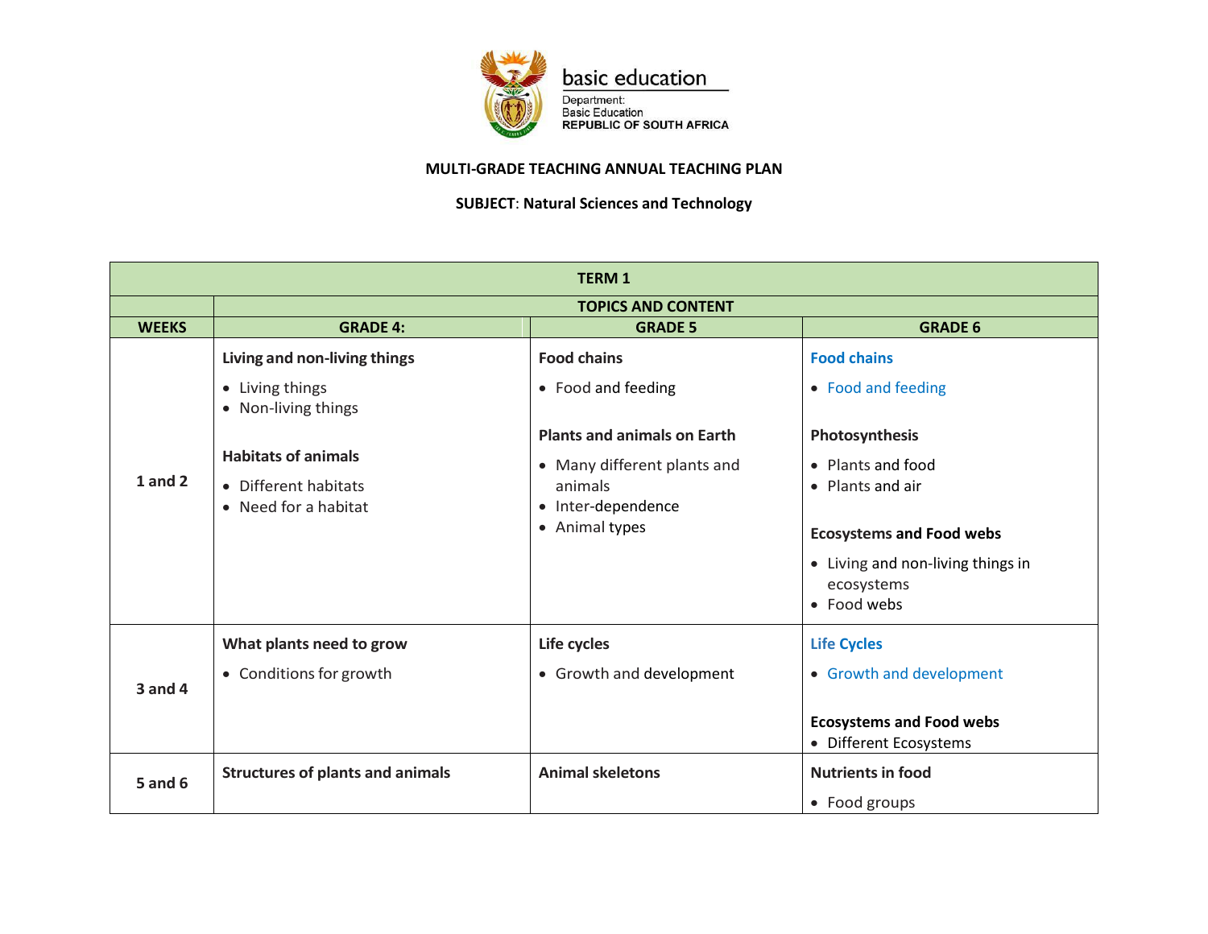basic education

Department:
Basic Education
REPUBLIC OF SOUTH AFRICA

**MULTI-GRADE TEACHING ANNUAL TEACHING PLAN**

**SUBJECT: Natural Sciences and Technology**

| **TERM 1** | | | |
|---|---|---|---|
| | **TOPICS AND CONTENT** | | |
| **WEEKS** | **GRADE 4:** | **GRADE 5** | **GRADE 6** |
| **1 and 2** | **Living and non-living things**<br>• Living things<br>• Non-living things<br><br>**Habitats of animals**<br>• Different habitats<br>• Need for a habitat | **Food chains**<br>• Food and feeding<br><br>**Plants and animals on Earth**<br>• Many different plants and animals<br>• Inter-dependence<br>• Animal types | **Food chains**<br>• Food and feeding<br><br>**Photosynthesis**<br>• Plants and food<br>• Plants and air<br><br>**Ecosystems and Food webs**<br>• Living and non-living things in ecosystems<br>• Food webs |
| **3 and 4** | **What plants need to grow**<br>• Conditions for growth | **Life cycles**<br>• Growth and development | **Life Cycles**<br>• Growth and development<br><br>**Ecosystems and Food webs**<br>• Different Ecosystems |
| **5 and 6** | **Structures of plants and animals** | **Animal skeletons** | **Nutrients in food**<br>• Food groups |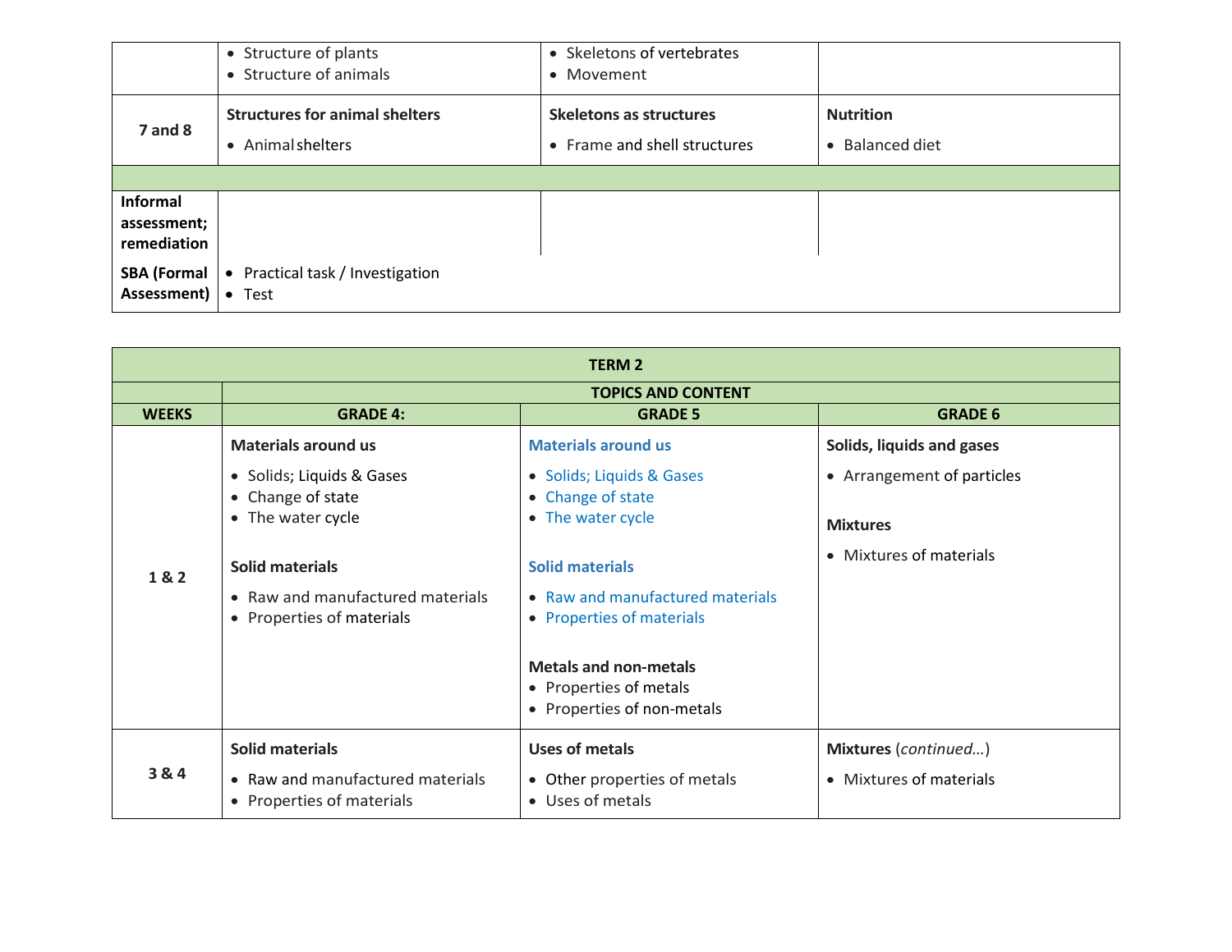| | | | |
|---|---|---|---|
| | • Structure of plants<br>• Structure of animals | • Skeletons of vertebrates<br>• Movement | |
| **7 and 8** | **Structures for animal shelters**<br>• Animal shelters | **Skeletons as structures**<br>• Frame and shell structures | **Nutrition**<br>• Balanced diet |
| | | | |
| **Informal assessment; remediation** | | | |
| **SBA (Formal Assessment)** | • Practical task / Investigation<br>• Test | | |

| **TERM 2** | | | |
|---|---|---|---|
| | **TOPICS AND CONTENT** | | |
| **WEEKS** | **GRADE 4:** | **GRADE 5** | **GRADE 6** |
| **1 & 2** | **Materials around us**<br>• Solids; Liquids & Gases<br>• Change of state<br>• The water cycle<br><br>**Solid materials**<br>• Raw and manufactured materials<br>• Properties of materials | **Materials around us**<br>• Solids; Liquids & Gases<br>• Change of state<br>• The water cycle<br><br>**Solid materials**<br>• Raw and manufactured materials<br>• Properties of materials<br><br>**Metals and non-metals**<br>• Properties of metals<br>• Properties of non-metals | **Solids, liquids and gases**<br>• Arrangement of particles<br><br>**Mixtures**<br>• Mixtures of materials |
| **3 & 4** | **Solid materials**<br>• Raw and manufactured materials<br>• Properties of materials | **Uses of metals**<br>• Other properties of metals<br>• Uses of metals | **Mixtures** (*continued…*)<br>• Mixtures of materials |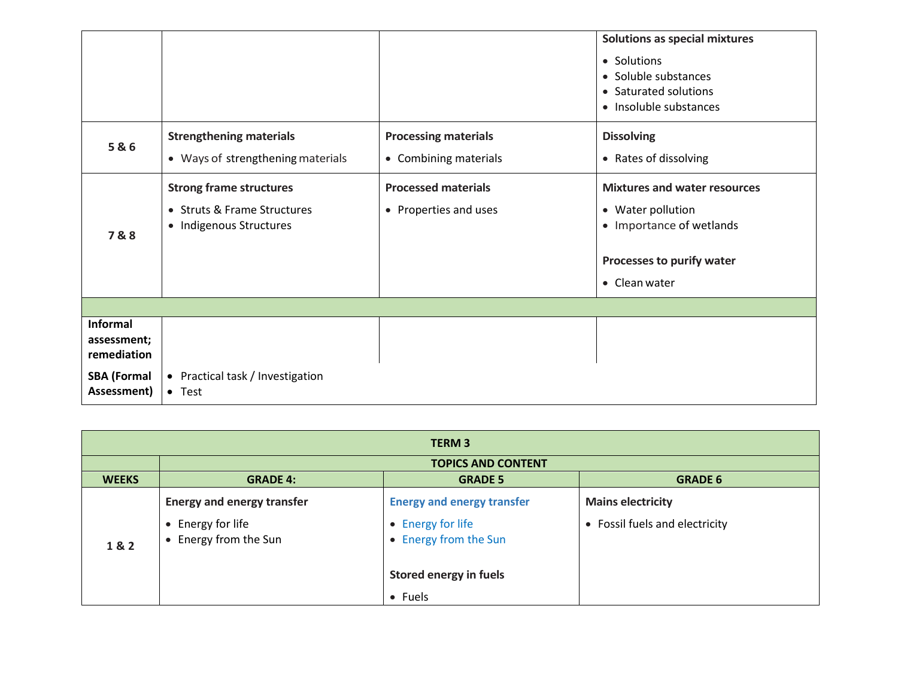| | | | |
|---|---|---|---|
| | | | **Solutions as special mixtures**<br>• Solutions<br>• Soluble substances<br>• Saturated solutions<br>• Insoluble substances |
| **5 & 6** | **Strengthening materials**<br>• Ways of strengthening materials | **Processing materials**<br>• Combining materials | **Dissolving**<br>• Rates of dissolving |
| **7 & 8** | **Strong frame structures**<br>• Struts & Frame Structures<br>• Indigenous Structures | **Processed materials**<br>• Properties and uses | **Mixtures and water resources**<br>• Water pollution<br>• Importance of wetlands<br><br>**Processes to purify water**<br>• Clean water |
| | | | |
| **Informal assessment; remediation** | | | |
| **SBA (Formal Assessment)** | • Practical task / Investigation<br>• Test | | |

| **TERM 3** | | | |
|---|---|---|---|
| | **TOPICS AND CONTENT** | | |
| **WEEKS** | **GRADE 4:** | **GRADE 5** | **GRADE 6** |
| **1 & 2** | **Energy and energy transfer**<br>• Energy for life<br>• Energy from the Sun | **Energy and energy transfer**<br>• Energy for life<br>• Energy from the Sun<br><br>**Stored energy in fuels**<br>• Fuels | **Mains electricity**<br>• Fossil fuels and electricity |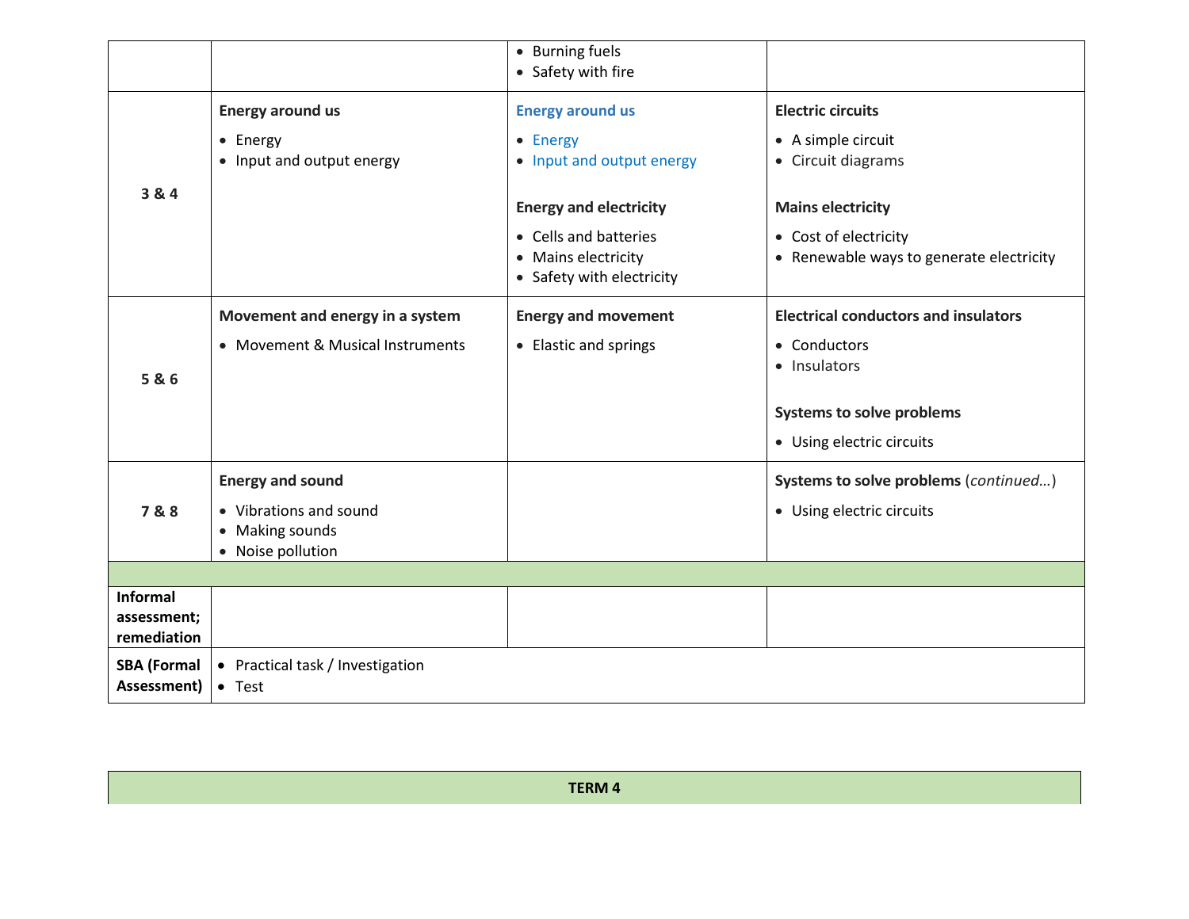| | | | |
|---|---|---|---|
| | | • Burning fuels<br>• Safety with fire | |
| **3 & 4** | **Energy around us**<br>• Energy<br>• Input and output energy | **Energy around us**<br>• Energy<br>• Input and output energy<br><br>**Energy and electricity**<br>• Cells and batteries<br>• Mains electricity<br>• Safety with electricity | **Electric circuits**<br>• A simple circuit<br>• Circuit diagrams<br><br>**Mains electricity**<br>• Cost of electricity<br>• Renewable ways to generate electricity |
| **5 & 6** | **Movement and energy in a system**<br>• Movement & Musical Instruments | **Energy and movement**<br>• Elastic and springs | **Electrical conductors and insulators**<br>• Conductors<br>• Insulators<br><br>**Systems to solve problems**<br>• Using electric circuits |
| **7 & 8** | **Energy and sound**<br>• Vibrations and sound<br>• Making sounds<br>• Noise pollution | | **Systems to solve problems** (*continued…*)<br>• Using electric circuits |
| | | | |
| **Informal assessment; remediation** | | | |
| **SBA (Formal Assessment)** | • Practical task / Investigation<br>• Test | | |

| **TERM 4** |
|---|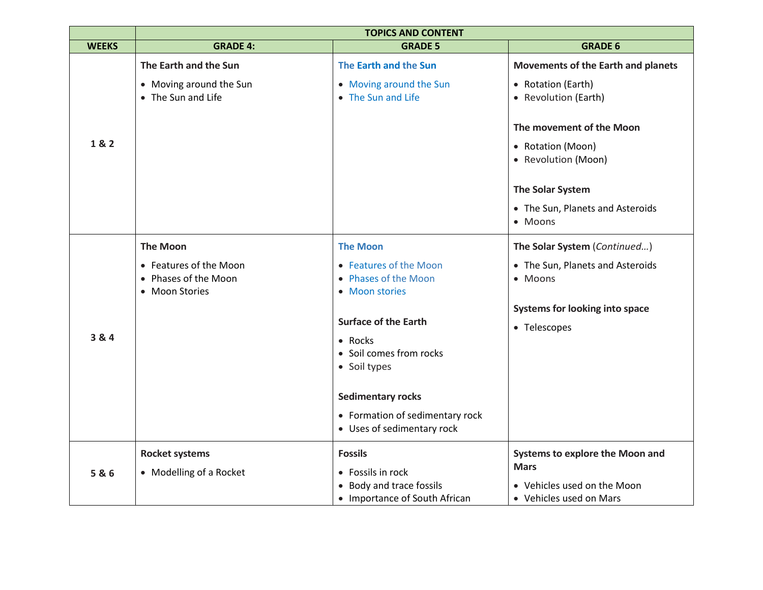| | TOPICS AND CONTENT | | |
|---|---|---|---|
| **WEEKS** | **GRADE 4:** | **GRADE 5** | **GRADE 6** |
| **1 & 2** | **The Earth and the Sun**<br>• Moving around the Sun<br>• The Sun and Life | **The Earth and the Sun**<br>• Moving around the Sun<br>• The Sun and Life | **Movements of the Earth and planets**<br>• Rotation (Earth)<br>• Revolution (Earth)<br><br>**The movement of the Moon**<br>• Rotation (Moon)<br>• Revolution (Moon)<br><br>**The Solar System**<br>• The Sun, Planets and Asteroids<br>• Moons |
| **3 & 4** | **The Moon**<br>• Features of the Moon<br>• Phases of the Moon<br>• Moon Stories | **The Moon**<br>• Features of the Moon<br>• Phases of the Moon<br>• Moon stories<br><br>**Surface of the Earth**<br>• Rocks<br>• Soil comes from rocks<br>• Soil types<br><br>**Sedimentary rocks**<br>• Formation of sedimentary rock<br>• Uses of sedimentary rock | **The Solar System** (*Continued…*)<br>• The Sun, Planets and Asteroids<br>• Moons<br><br>**Systems for looking into space**<br>• Telescopes |
| **5 & 6** | **Rocket systems**<br>• Modelling of a Rocket | **Fossils**<br>• Fossils in rock<br>• Body and trace fossils<br>• Importance of South African | **Systems to explore the Moon and Mars**<br>• Vehicles used on the Moon<br>• Vehicles used on Mars |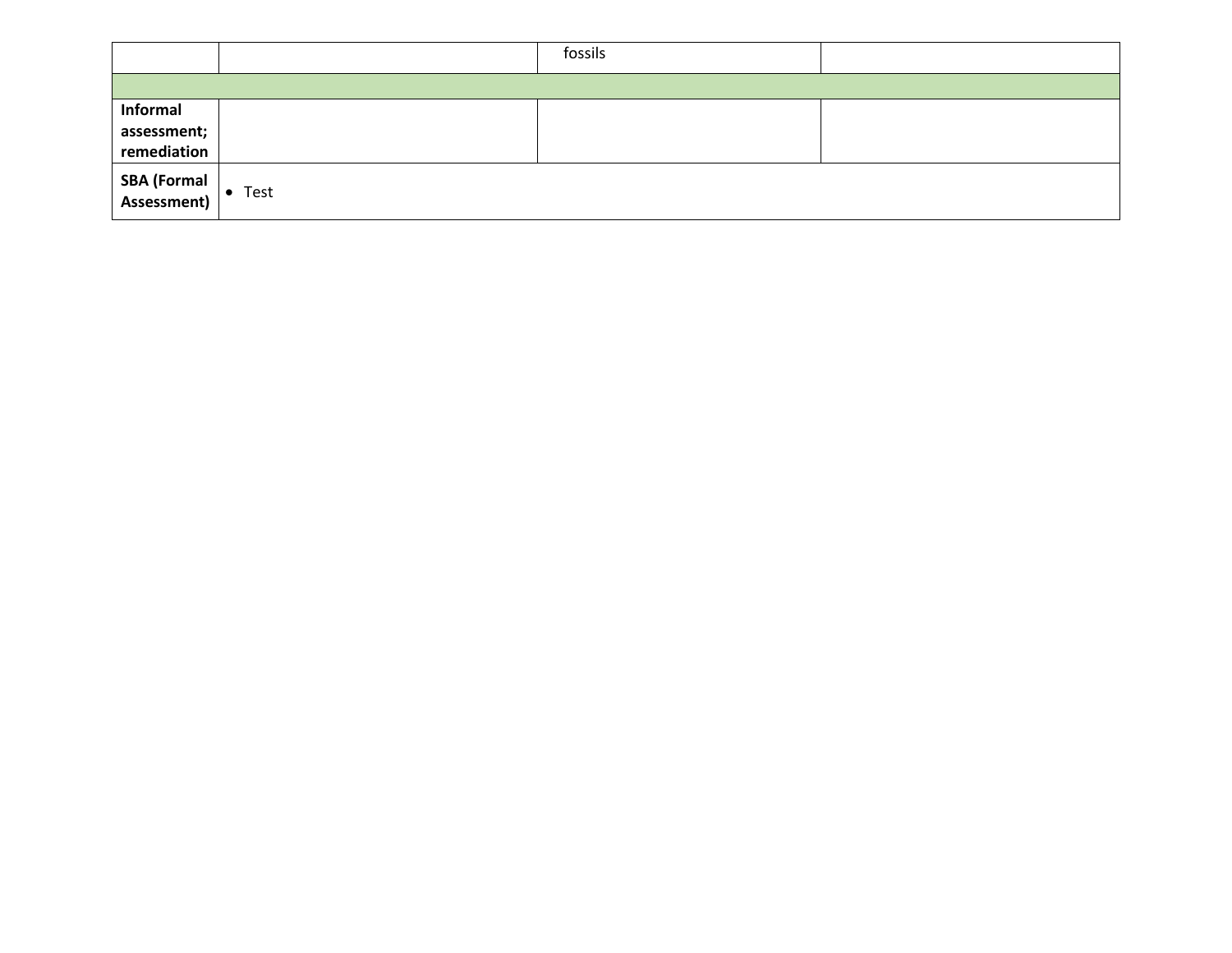| | | | |
|---|---|---|---|
| | | fossils | |
| | | | |
| **Informal assessment; remediation** | | | |
| **SBA (Formal Assessment)** | • Test | | |